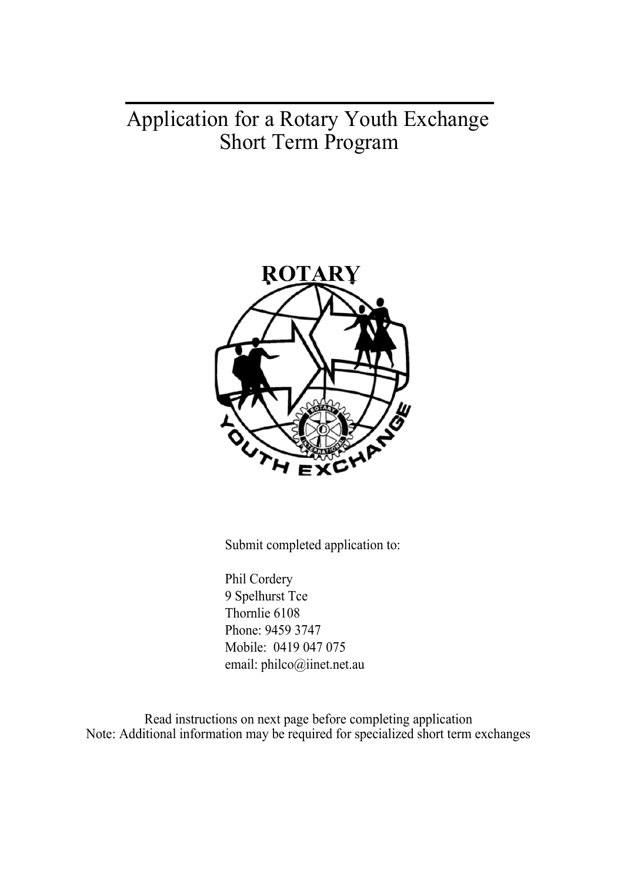# Application for a Rotary Youth Exchange Short Term Program

Submit completed application to:

Phil Cordery
9 Spelhurst Tce
Thornlie 6108
Phone: 9459 3747
Mobile: 0419 047 075
email: philco@iinet.net.au

Read instructions on next page before completing application
Note: Additional information may be required for specialized short term exchanges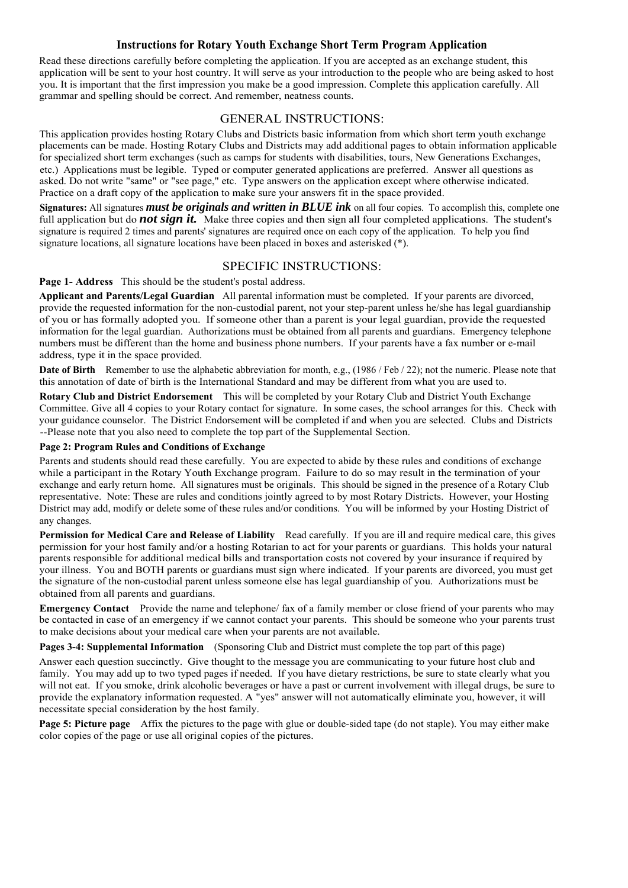## Instructions for Rotary Youth Exchange Short Term Program Application

Read these directions carefully before completing the application. If you are accepted as an exchange student, this application will be sent to your host country. It will serve as your introduction to the people who are being asked to host you. It is important that the first impression you make be a good impression. Complete this application carefully. All grammar and spelling should be correct. And remember, neatness counts.

### GENERAL INSTRUCTIONS:

This application provides hosting Rotary Clubs and Districts basic information from which short term youth exchange placements can be made. Hosting Rotary Clubs and Districts may add additional pages to obtain information applicable for specialized short term exchanges (such as camps for students with disabilities, tours, New Generations Exchanges, etc.) Applications must be legible. Typed or computer generated applications are preferred. Answer all questions as asked. Do not write "same" or "see page," etc. Type answers on the application except where otherwise indicated. Practice on a draft copy of the application to make sure your answers fit in the space provided.

**Signatures:** All signatures ***must be originals and written in BLUE ink*** on all four copies. To accomplish this, complete one full application but do ***not sign it.*** Make three copies and then sign all four completed applications. The student's signature is required 2 times and parents' signatures are required once on each copy of the application. To help you find signature locations, all signature locations have been placed in boxes and asterisked (*).

### SPECIFIC INSTRUCTIONS:

**Page 1- Address** This should be the student's postal address.

**Applicant and Parents/Legal Guardian** All parental information must be completed. If your parents are divorced, provide the requested information for the non-custodial parent, not your step-parent unless he/she has legal guardianship of you or has formally adopted you. If someone other than a parent is your legal guardian, provide the requested information for the legal guardian. Authorizations must be obtained from all parents and guardians. Emergency telephone numbers must be different than the home and business phone numbers. If your parents have a fax number or e-mail address, type it in the space provided.

**Date of Birth** Remember to use the alphabetic abbreviation for month, e.g., (1986 / Feb / 22); not the numeric. Please note that this annotation of date of birth is the International Standard and may be different from what you are used to.

**Rotary Club and District Endorsement** This will be completed by your Rotary Club and District Youth Exchange Committee. Give all 4 copies to your Rotary contact for signature. In some cases, the school arranges for this. Check with your guidance counselor. The District Endorsement will be completed if and when you are selected. Clubs and Districts --Please note that you also need to complete the top part of the Supplemental Section.

**Page 2: Program Rules and Conditions of Exchange**

Parents and students should read these carefully. You are expected to abide by these rules and conditions of exchange while a participant in the Rotary Youth Exchange program. Failure to do so may result in the termination of your exchange and early return home. All signatures must be originals. This should be signed in the presence of a Rotary Club representative. Note: These are rules and conditions jointly agreed to by most Rotary Districts. However, your Hosting District may add, modify or delete some of these rules and/or conditions. You will be informed by your Hosting District of any changes.

**Permission for Medical Care and Release of Liability** Read carefully. If you are ill and require medical care, this gives permission for your host family and/or a hosting Rotarian to act for your parents or guardians. This holds your natural parents responsible for additional medical bills and transportation costs not covered by your insurance if required by your illness. You and BOTH parents or guardians must sign where indicated. If your parents are divorced, you must get the signature of the non-custodial parent unless someone else has legal guardianship of you. Authorizations must be obtained from all parents and guardians.

**Emergency Contact** Provide the name and telephone/ fax of a family member or close friend of your parents who may be contacted in case of an emergency if we cannot contact your parents. This should be someone who your parents trust to make decisions about your medical care when your parents are not available.

**Pages 3-4: Supplemental Information** (Sponsoring Club and District must complete the top part of this page)

Answer each question succinctly. Give thought to the message you are communicating to your future host club and family. You may add up to two typed pages if needed. If you have dietary restrictions, be sure to state clearly what you will not eat. If you smoke, drink alcoholic beverages or have a past or current involvement with illegal drugs, be sure to provide the explanatory information requested. A "yes" answer will not automatically eliminate you, however, it will necessitate special consideration by the host family.

**Page 5: Picture page** Affix the pictures to the page with glue or double-sided tape (do not staple). You may either make color copies of the page or use all original copies of the pictures.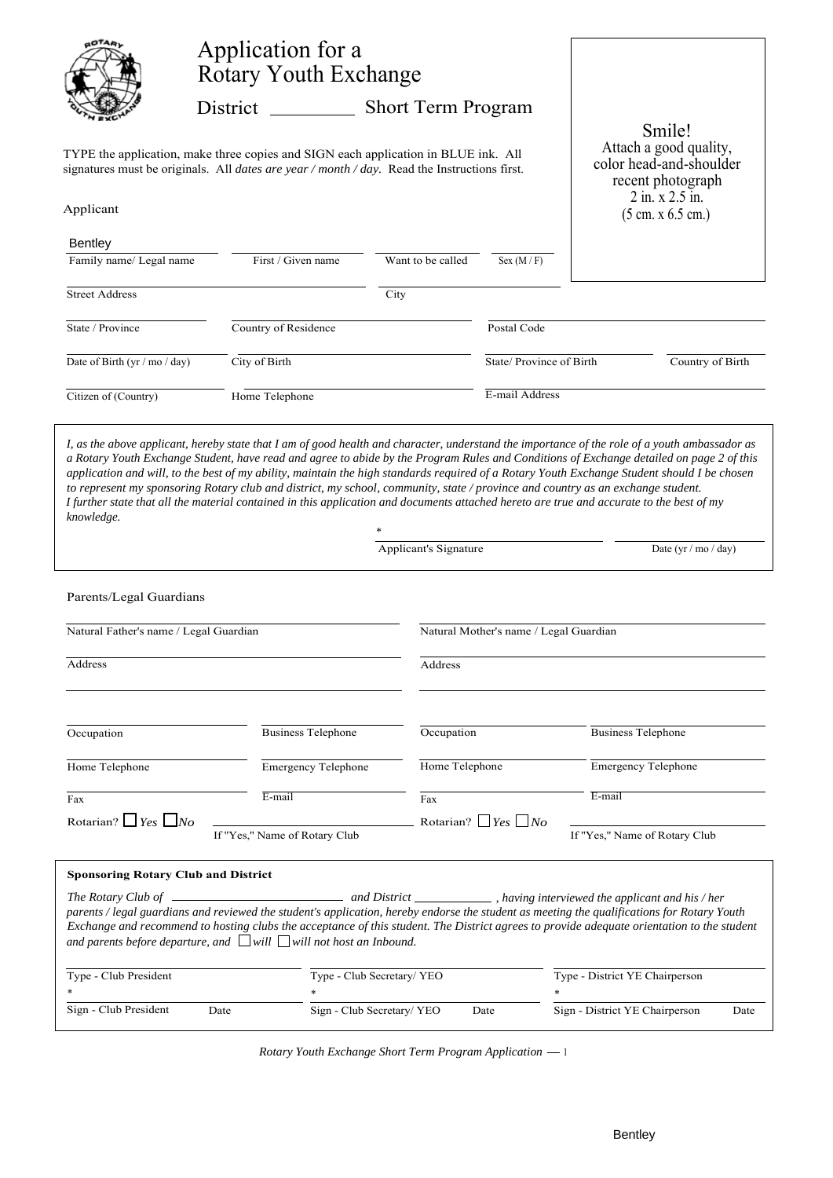# Application for a Rotary Youth Exchange

District \_\_\_\_\_\_\_\_\_ Short Term Program

TYPE the application, make three copies and SIGN each application in BLUE ink. All signatures must be originals. All *dates are year / month / day*. Read the Instructions first.

Smile!
Attach a good quality, color head-and-shoulder recent photograph
2 in. x 2.5 in.
(5 cm. x 6.5 cm.)

## Applicant

| Bentley | | | |
|---|---|---|---|
| Family name/ Legal name | First / Given name | Want to be called | Sex (M / F) |

| | |
|---|---|
| Street Address | City |

| | | |
|---|---|---|
| State / Province | Country of Residence | Postal Code |

| | | | |
|---|---|---|---|
| Date of Birth (yr / mo / day) | City of Birth | State/ Province of Birth | Country of Birth |

| | | |
|---|---|---|
| Citizen of (Country) | Home Telephone | E-mail Address |

*I, as the above applicant, hereby state that I am of good health and character, understand the importance of the role of a youth ambassador as a Rotary Youth Exchange Student, have read and agree to abide by the Program Rules and Conditions of Exchange detailed on page 2 of this application and will, to the best of my ability, maintain the high standards required of a Rotary Youth Exchange Student should I be chosen to represent my sponsoring Rotary club and district, my school, community, state / province and country as an exchange student.*
*I further state that all the material contained in this application and documents attached hereto are true and accurate to the best of my knowledge.*

| * | |
|---|---|
| Applicant's Signature | Date (yr / mo / day) |

## Parents/Legal Guardians

| | | | |
|---|---|---|---|
| Natural Father's name / Legal Guardian | | Natural Mother's name / Legal Guardian | |
| Address | | Address | |
| Occupation | Business Telephone | Occupation | Business Telephone |
| Home Telephone | Emergency Telephone | Home Telephone | Emergency Telephone |
| Fax | E-mail | Fax | E-mail |
| Rotarian? ☐ *Yes* ☐ *No* | If "Yes," Name of Rotary Club | Rotarian? ☐ *Yes* ☐ *No* | If "Yes," Name of Rotary Club |

### Sponsoring Rotary Club and District

*The Rotary Club of* \_\_\_\_\_\_\_\_\_\_\_\_\_\_\_\_\_\_\_\_ *and District* \_\_\_\_\_\_\_\_\_\_ *, having interviewed the applicant and his / her parents / legal guardians and reviewed the student's application, hereby endorse the student as meeting the qualifications for Rotary Youth Exchange and recommend to hosting clubs the acceptance of this student. The District agrees to provide adequate orientation to the student and parents before departure, and* ☐ *will* ☐ *will not host an Inbound.*

| | | |
|---|---|---|
| Type - Club President | Type - Club Secretary/ YEO | Type - District YE Chairperson |
| * | * | * |
| Sign - Club President Date | Sign - Club Secretary/ YEO Date | Sign - District YE Chairperson Date |

*Rotary Youth Exchange Short Term Program Application* — 1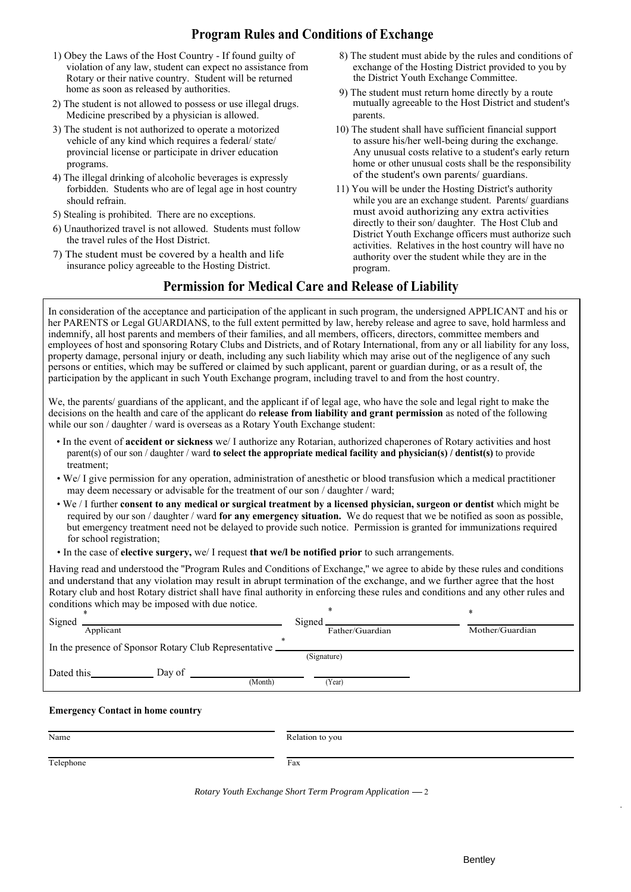## Program Rules and Conditions of Exchange

1) Obey the Laws of the Host Country - If found guilty of violation of any law, student can expect no assistance from Rotary or their native country. Student will be returned home as soon as released by authorities.
2) The student is not allowed to possess or use illegal drugs. Medicine prescribed by a physician is allowed.
3) The student is not authorized to operate a motorized vehicle of any kind which requires a federal/ state/ provincial license or participate in driver education programs.
4) The illegal drinking of alcoholic beverages is expressly forbidden. Students who are of legal age in host country should refrain.
5) Stealing is prohibited. There are no exceptions.
6) Unauthorized travel is not allowed. Students must follow the travel rules of the Host District.
7) The student must be covered by a health and life insurance policy agreeable to the Hosting District.
8) The student must abide by the rules and conditions of exchange of the Hosting District provided to you by the District Youth Exchange Committee.
9) The student must return home directly by a route mutually agreeable to the Host District and student's parents.
10) The student shall have sufficient financial support to assure his/her well-being during the exchange. Any unusual costs relative to a student's early return home or other unusual costs shall be the responsibility of the student's own parents/ guardians.
11) You will be under the Hosting District's authority while you are an exchange student. Parents/ guardians must avoid authorizing any extra activities directly to their son/ daughter. The Host Club and District Youth Exchange officers must authorize such activities. Relatives in the host country will have no authority over the student while they are in the program.

## Permission for Medical Care and Release of Liability

In consideration of the acceptance and participation of the applicant in such program, the undersigned APPLICANT and his or her PARENTS or Legal GUARDIANS, to the full extent permitted by law, hereby release and agree to save, hold harmless and indemnify, all host parents and members of their families, and all members, officers, directors, committee members and employees of host and sponsoring Rotary Clubs and Districts, and of Rotary International, from any or all liability for any loss, property damage, personal injury or death, including any such liability which may arise out of the negligence of any such persons or entities, which may be suffered or claimed by such applicant, parent or guardian during, or as a result of, the participation by the applicant in such Youth Exchange program, including travel to and from the host country.

We, the parents/ guardians of the applicant, and the applicant if of legal age, who have the sole and legal right to make the decisions on the health and care of the applicant do **release from liability and grant permission** as noted of the following while our son / daughter / ward is overseas as a Rotary Youth Exchange student:

- In the event of **accident or sickness** we/ I authorize any Rotarian, authorized chaperones of Rotary activities and host parent(s) of our son / daughter / ward **to select the appropriate medical facility and physician(s) / dentist(s)** to provide treatment;
- We/ I give permission for any operation, administration of anesthetic or blood transfusion which a medical practitioner may deem necessary or advisable for the treatment of our son / daughter / ward;
- We / I further **consent to any medical or surgical treatment by a licensed physician, surgeon or dentist** which might be required by our son / daughter / ward **for any emergency situation.** We do request that we be notified as soon as possible, but emergency treatment need not be delayed to provide such notice. Permission is granted for immunizations required for school registration;
- In the case of **elective surgery,** we/ I request **that we/I be notified prior** to such arrangements.

Having read and understood the "Program Rules and Conditions of Exchange," we agree to abide by these rules and conditions and understand that any violation may result in abrupt termination of the exchange, and we further agree that the host Rotary club and host Rotary district shall have final authority in enforcing these rules and conditions and any other rules and conditions which may be imposed with due notice.

Signed * ______________________ Signed * ______________________ * ______________________
Applicant — Father/Guardian — Mother/Guardian

In the presence of Sponsor Rotary Club Representative * ______________________
(Signature)

Dated this __________ Day of ______________ ______________
(Month) (Year)

**Emergency Contact in home country**

Name ______________________ Relation to you ______________________

Telephone ______________________ Fax ______________________

*Rotary Youth Exchange Short Term Program Application* — 2

Bentley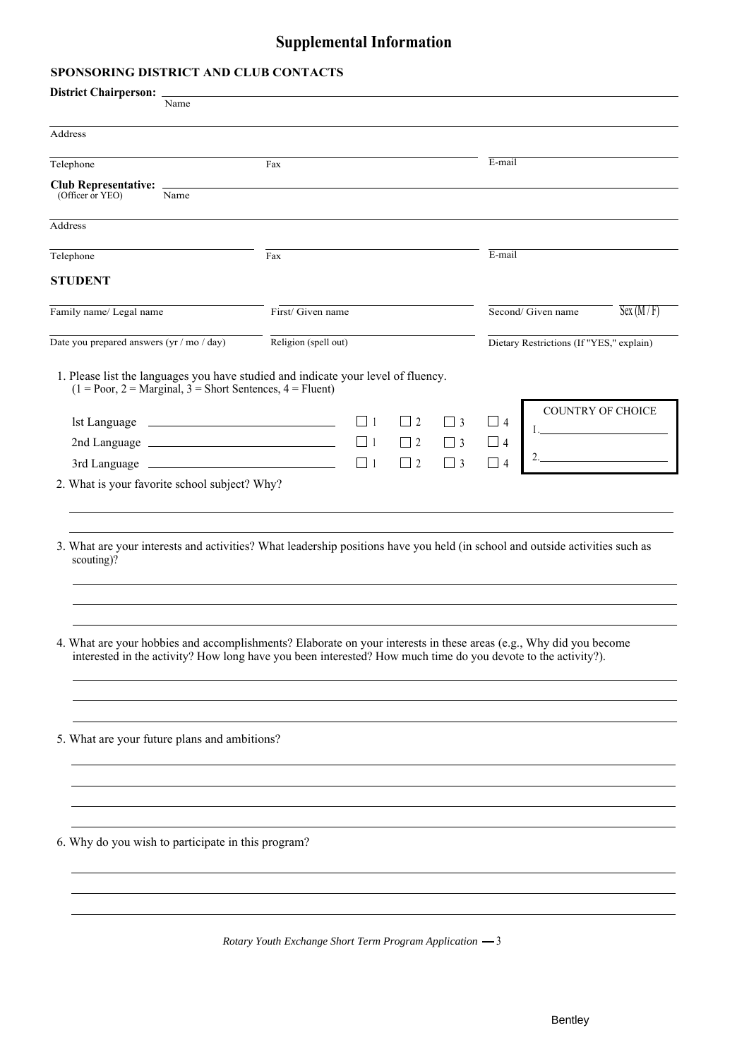# Supplemental Information

**SPONSORING DISTRICT AND CLUB CONTACTS**

**District Chairperson:** ______________________________________________
Name

______________________________________________
Address

Telephone ______________ Fax ______________ E-mail ______________

**Club Representative:** ______________________________________________
(Officer or YEO) Name

______________________________________________
Address

Telephone ______________ Fax ______________ E-mail ______________

**STUDENT**

Family name/ Legal name ______________ First/ Given name ______________ Second/ Given name ______________ Sex (M / F) ______

Date you prepared answers (yr / mo / day) ______________ Religion (spell out) ______________ Dietary Restrictions (If "YES," explain) ______________

1. Please list the languages you have studied and indicate your level of fluency.
(1 = Poor, 2 = Marginal, 3 = Short Sentences, 4 = Fluent)

| | | | | | |
|---|---|---|---|---|---|
| lst Language | ______________ | ☐ 1 | ☐ 2 | ☐ 3 | ☐ 4 |
| 2nd Language | ______________ | ☐ 1 | ☐ 2 | ☐ 3 | ☐ 4 |
| 3rd Language | ______________ | ☐ 1 | ☐ 2 | ☐ 3 | ☐ 4 |

COUNTRY OF CHOICE
1. ______________
2. ______________

2. What is your favorite school subject? Why?

______________________________________________
______________________________________________

3. What are your interests and activities? What leadership positions have you held (in school and outside activities such as scouting)?

______________________________________________
______________________________________________
______________________________________________

4. What are your hobbies and accomplishments? Elaborate on your interests in these areas (e.g., Why did you become interested in the activity? How long have you been interested? How much time do you devote to the activity?).

______________________________________________
______________________________________________
______________________________________________

5. What are your future plans and ambitions?

______________________________________________
______________________________________________
______________________________________________
______________________________________________

6. Why do you wish to participate in this program?

______________________________________________
______________________________________________
______________________________________________

*Rotary Youth Exchange Short Term Program Application*

Bentley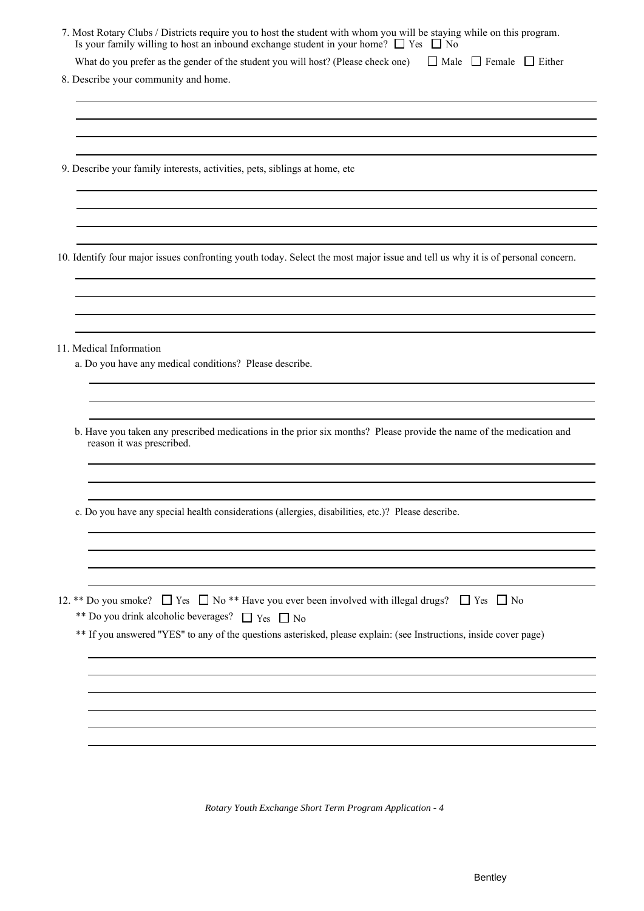7. Most Rotary Clubs / Districts require you to host the student with whom you will be staying while on this program. Is your family willing to host an inbound exchange student in your home? ☐ Yes ☐ No

   What do you prefer as the gender of the student you will host? (Please check one) ☐ Male ☐ Female ☐ Either

8. Describe your community and home.

9. Describe your family interests, activities, pets, siblings at home, etc

10. Identify four major issues confronting youth today. Select the most major issue and tell us why it is of personal concern.

11. Medical Information

    a. Do you have any medical conditions? Please describe.

    b. Have you taken any prescribed medications in the prior six months? Please provide the name of the medication and reason it was prescribed.

    c. Do you have any special health considerations (allergies, disabilities, etc.)? Please describe.

12. ** Do you smoke? ☐ Yes ☐ No ** Have you ever been involved with illegal drugs? ☐ Yes ☐ No

    ** Do you drink alcoholic beverages? ☐ Yes ☐ No

    ** If you answered "YES" to any of the questions asterisked, please explain: (see Instructions, inside cover page)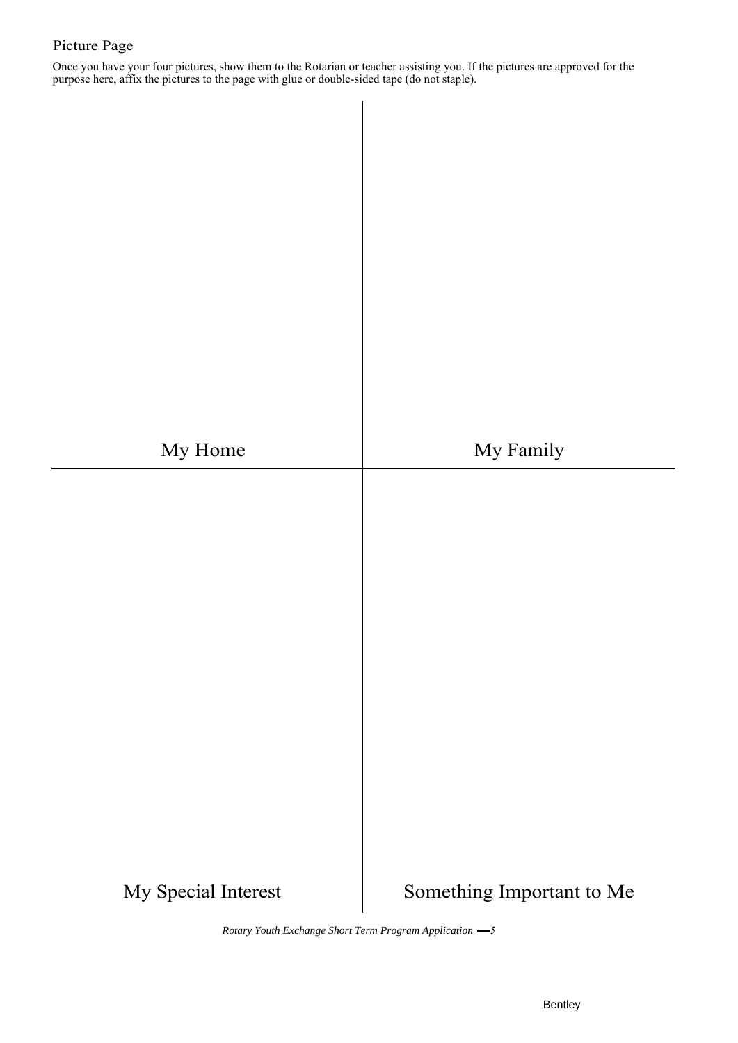## Picture Page

Once you have your four pictures, show them to the Rotarian or teacher assisting you. If the pictures are approved for the purpose here, affix the pictures to the page with glue or double-sided tape (do not staple).

| My Home | My Family |
| --- | --- |
| My Special Interest | Something Important to Me |

Bentley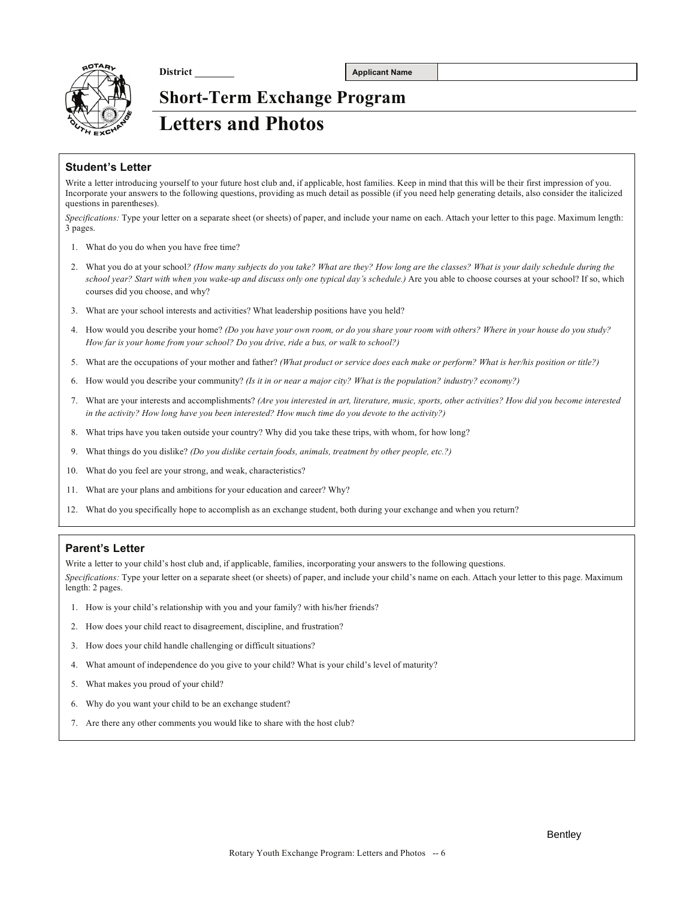District ________

| Applicant Name | |
|---|---|

# Short-Term Exchange Program

# Letters and Photos

## Student's Letter

Write a letter introducing yourself to your future host club and, if applicable, host families. Keep in mind that this will be their first impression of you. Incorporate your answers to the following questions, providing as much detail as possible (if you need help generating details, also consider the italicized questions in parentheses).

*Specifications:* Type your letter on a separate sheet (or sheets) of paper, and include your name on each. Attach your letter to this page. Maximum length: 3 pages.

1. What do you do when you have free time?
2. What you do at your school*? (How many subjects do you take? What are they? How long are the classes? What is your daily schedule during the school year? Start with when you wake-up and discuss only one typical day's schedule.)* Are you able to choose courses at your school? If so, which courses did you choose, and why?
3. What are your school interests and activities? What leadership positions have you held?
4. How would you describe your home? *(Do you have your own room, or do you share your room with others? Where in your house do you study? How far is your home from your school? Do you drive, ride a bus, or walk to school?)*
5. What are the occupations of your mother and father? *(What product or service does each make or perform? What is her/his position or title?)*
6. How would you describe your community? *(Is it in or near a major city? What is the population? industry? economy?)*
7. What are your interests and accomplishments? *(Are you interested in art, literature, music, sports, other activities? How did you become interested in the activity? How long have you been interested? How much time do you devote to the activity?)*
8. What trips have you taken outside your country? Why did you take these trips, with whom, for how long?
9. What things do you dislike? *(Do you dislike certain foods, animals, treatment by other people, etc.?)*
10. What do you feel are your strong, and weak, characteristics?
11. What are your plans and ambitions for your education and career? Why?
12. What do you specifically hope to accomplish as an exchange student, both during your exchange and when you return?

## Parent's Letter

Write a letter to your child's host club and, if applicable, families, incorporating your answers to the following questions.

*Specifications:* Type your letter on a separate sheet (or sheets) of paper, and include your child's name on each. Attach your letter to this page. Maximum length: 2 pages.

1. How is your child's relationship with you and your family? with his/her friends?
2. How does your child react to disagreement, discipline, and frustration?
3. How does your child handle challenging or difficult situations?
4. What amount of independence do you give to your child? What is your child's level of maturity?
5. What makes you proud of your child?
6. Why do you want your child to be an exchange student?
7. Are there any other comments you would like to share with the host club?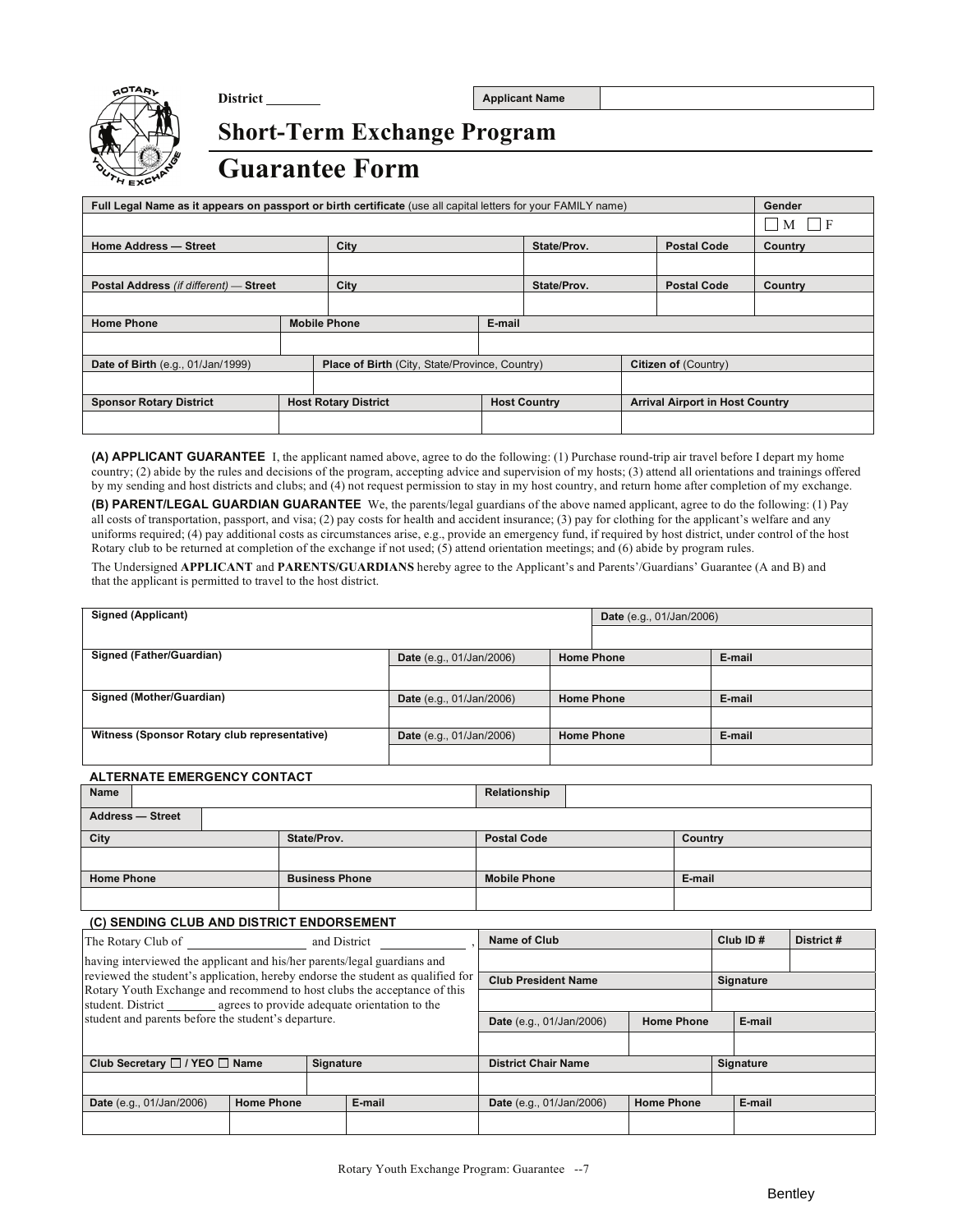District ________

| Applicant Name | |
|---|---|

# Short-Term Exchange Program

# Guarantee Form

| Full Legal Name as it appears on passport or birth certificate (use all capital letters for your FAMILY name) | | | | Gender |
|---|---|---|---|---|
| | | | | ☐ M ☐ F |
| **Home Address — Street** | **City** | **State/Prov.** | **Postal Code** | **Country** |
| | | | | |
| **Postal Address** *(if different)* **— Street** | **City** | **State/Prov.** | **Postal Code** | **Country** |
| | | | | |

| Home Phone | Mobile Phone | E-mail |
|---|---|---|
| | | |

| Date of Birth (e.g., 01/Jan/1999) | Place of Birth (City, State/Province, Country) | Citizen of (Country) |
|---|---|---|
| | | |

| Sponsor Rotary District | Host Rotary District | Host Country | Arrival Airport in Host Country |
|---|---|---|---|
| | | | |

**(A) APPLICANT GUARANTEE** I, the applicant named above, agree to do the following: (1) Purchase round-trip air travel before I depart my home country; (2) abide by the rules and decisions of the program, accepting advice and supervision of my hosts; (3) attend all orientations and trainings offered by my sending and host districts and clubs; and (4) not request permission to stay in my host country, and return home after completion of my exchange.

**(B) PARENT/LEGAL GUARDIAN GUARANTEE** We, the parents/legal guardians of the above named applicant, agree to do the following: (1) Pay all costs of transportation, passport, and visa; (2) pay costs for health and accident insurance; (3) pay for clothing for the applicant's welfare and any uniforms required; (4) pay additional costs as circumstances arise, e.g., provide an emergency fund, if required by host district, under control of the host Rotary club to be returned at completion of the exchange if not used; (5) attend orientation meetings; and (6) abide by program rules.

The Undersigned **APPLICANT** and **PARENTS/GUARDIANS** hereby agree to the Applicant's and Parents'/Guardians' Guarantee (A and B) and that the applicant is permitted to travel to the host district.

| Signed (Applicant) | Date (e.g., 01/Jan/2006) | | |
|---|---|---|---|
| | | | |
| **Signed (Father/Guardian)** | **Date** (e.g., 01/Jan/2006) | **Home Phone** | **E-mail** |
| | | | |
| **Signed (Mother/Guardian)** | **Date** (e.g., 01/Jan/2006) | **Home Phone** | **E-mail** |
| | | | |
| **Witness (Sponsor Rotary club representative)** | **Date** (e.g., 01/Jan/2006) | **Home Phone** | **E-mail** |
| | | | |

### ALTERNATE EMERGENCY CONTACT

| Name | | Relationship | |
|---|---|---|---|
| **Address — Street** | | | |
| **City** | **State/Prov.** | **Postal Code** | **Country** |
| | | | |
| **Home Phone** | **Business Phone** | **Mobile Phone** | **E-mail** |
| | | | |

### (C) SENDING CLUB AND DISTRICT ENDORSEMENT

The Rotary Club of ________________ and District ____________,
having interviewed the applicant and his/her parents/legal guardians and reviewed the student's application, hereby endorse the student as qualified for Rotary Youth Exchange and recommend to host clubs the acceptance of this student. District ________ agrees to provide adequate orientation to the student and parents before the student's departure.

| Name of Club | | Club ID # | District # |
|---|---|---|---|
| | | | |
| **Club President Name** | | **Signature** | |
| | | | |
| **Date** (e.g., 01/Jan/2006) | **Home Phone** | **E-mail** | |
| | | | |

| Club Secretary ☐ / YEO ☐ Name | Signature | |
|---|---|---|
| | | |
| **Date** (e.g., 01/Jan/2006) | **Home Phone** | **E-mail** |
| | | |

| District Chair Name | | Signature |
|---|---|---|
| | | |
| **Date** (e.g., 01/Jan/2006) | **Home Phone** | **E-mail** |
| | | |

Rotary Youth Exchange Program: Guarantee --7

Bentley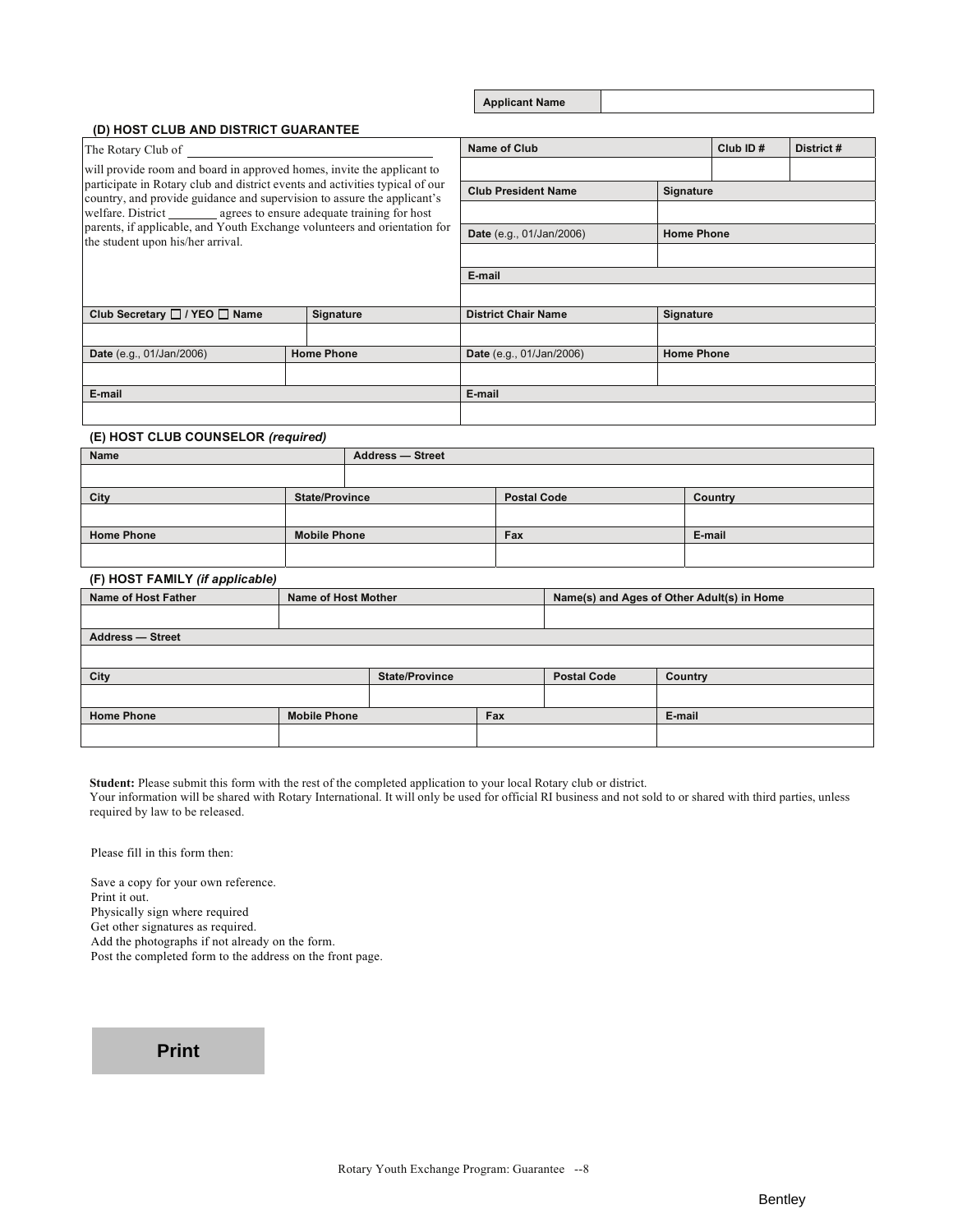| Applicant Name | |
|---|---|

**(D) HOST CLUB AND DISTRICT GUARANTEE**

The Rotary Club of \_\_\_\_\_\_\_\_\_\_\_\_\_\_\_\_\_\_\_\_\_\_\_\_\_\_\_\_\_\_\_\_\_\_\_\_
will provide room and board in approved homes, invite the applicant to participate in Rotary club and district events and activities typical of our country, and provide guidance and supervision to assure the applicant's welfare. District \_\_\_\_\_\_\_\_ agrees to ensure adequate training for host parents, if applicable, and Youth Exchange volunteers and orientation for the student upon his/her arrival.

| Name of Club | Club ID # | District # |
|---|---|---|
| | | |

| Club President Name | Signature |
|---|---|
| | |
| **Date** (e.g., 01/Jan/2006) | **Home Phone** |
| | |
| **E-mail** | |
| | |

| Club Secretary ☐ / YEO ☐ Name | Signature |
|---|---|
| | |
| **Date** (e.g., 01/Jan/2006) | **Home Phone** |
| | |
| **E-mail** | |
| | |

| District Chair Name | Signature |
|---|---|
| | |
| **Date** (e.g., 01/Jan/2006) | **Home Phone** |
| | |
| **E-mail** | |
| | |

**(E) HOST CLUB COUNSELOR *(required)***

| Name | Address — Street | | |
|---|---|---|---|
| | | | |
| **City** | **State/Province** | **Postal Code** | **Country** |
| | | | |
| **Home Phone** | **Mobile Phone** | **Fax** | **E-mail** |
| | | | |

**(F) HOST FAMILY *(if applicable)***

| Name of Host Father | Name of Host Mother | Name(s) and Ages of Other Adult(s) in Home | |
|---|---|---|---|
| | | | |
| **Address — Street** | | | |
| | | | |
| **City** | **State/Province** | **Postal Code** | **Country** |
| | | | |
| **Home Phone** | **Mobile Phone** | **Fax** | **E-mail** |
| | | | |

**Student:** Please submit this form with the rest of the completed application to your local Rotary club or district.
Your information will be shared with Rotary International. It will only be used for official RI business and not sold to or shared with third parties, unless required by law to be released.

Please fill in this form then:

Save a copy for your own reference.
Print it out.
Physically sign where required
Get other signatures as required.
Add the photographs if not already on the form.
Post the completed form to the address on the front page.

**Print**

Bentley